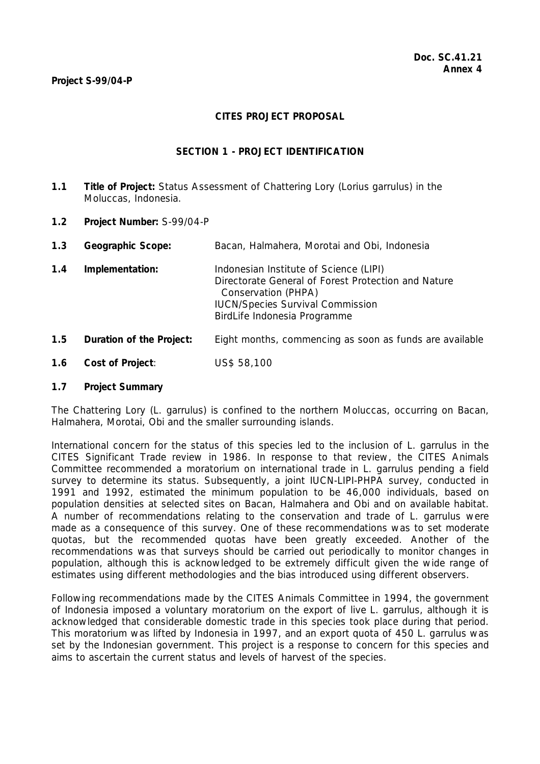**Doc. SC.41.21**
**Annex 4**

**Project S-99/04-P**

# CITES PROJECT PROPOSAL

## SECTION 1 - PROJECT IDENTIFICATION

**1.1 Title of Project:** Status Assessment of Chattering Lory (Lorius garrulus) in the Moluccas, Indonesia.

**1.2 Project Number:** S-99/04-P

**1.3 Geographic Scope:** Bacan, Halmahera, Morotai and Obi, Indonesia

**1.4 Implementation:** Indonesian Institute of Science (LIPI)
Directorate General of Forest Protection and Nature Conservation (PHPA)
IUCN/Species Survival Commission
BirdLife Indonesia Programme

**1.5 Duration of the Project:** Eight months, commencing as soon as funds are available

**1.6 Cost of Project**: US$ 58,100

**1.7 Project Summary**

The Chattering Lory (L. garrulus) is confined to the northern Moluccas, occurring on Bacan, Halmahera, Morotai, Obi and the smaller surrounding islands.

International concern for the status of this species led to the inclusion of L. garrulus in the CITES Significant Trade review in 1986. In response to that review, the CITES Animals Committee recommended a moratorium on international trade in L. garrulus pending a field survey to determine its status. Subsequently, a joint IUCN-LIPI-PHPA survey, conducted in 1991 and 1992, estimated the minimum population to be 46,000 individuals, based on population densities at selected sites on Bacan, Halmahera and Obi and on available habitat. A number of recommendations relating to the conservation and trade of L. garrulus were made as a consequence of this survey. One of these recommendations was to set moderate quotas, but the recommended quotas have been greatly exceeded. Another of the recommendations was that surveys should be carried out periodically to monitor changes in population, although this is acknowledged to be extremely difficult given the wide range of estimates using different methodologies and the bias introduced using different observers.

Following recommendations made by the CITES Animals Committee in 1994, the government of Indonesia imposed a voluntary moratorium on the export of live L. garrulus, although it is acknowledged that considerable domestic trade in this species took place during that period. This moratorium was lifted by Indonesia in 1997, and an export quota of 450 L. garrulus was set by the Indonesian government. This project is a response to concern for this species and aims to ascertain the current status and levels of harvest of the species.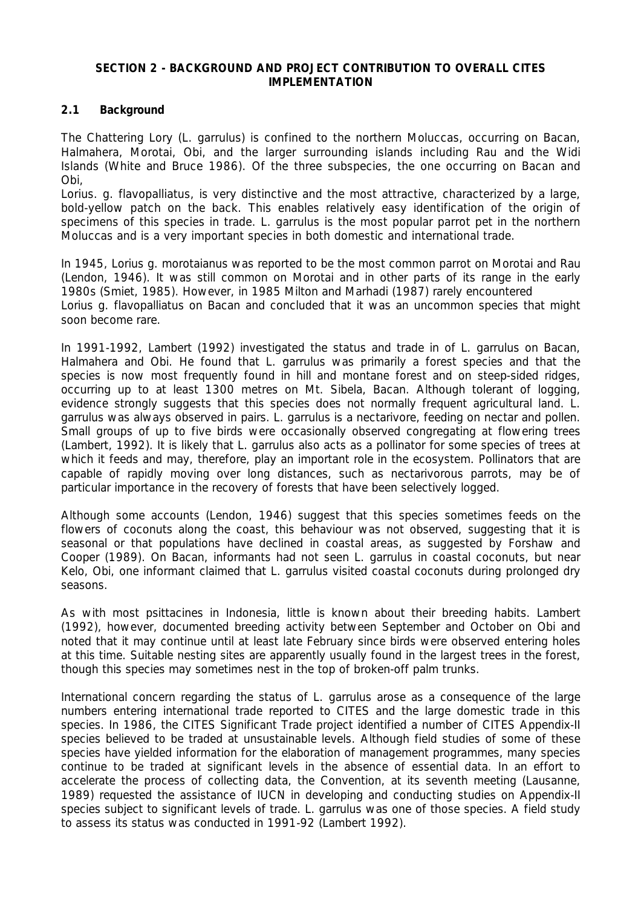## SECTION 2 - BACKGROUND AND PROJECT CONTRIBUTION TO OVERALL CITES IMPLEMENTATION

### 2.1 Background

The Chattering Lory (L. garrulus) is confined to the northern Moluccas, occurring on Bacan, Halmahera, Morotai, Obi, and the larger surrounding islands including Rau and the Widi Islands (White and Bruce 1986). Of the three subspecies, the one occurring on Bacan and Obi,
Lorius. g. flavopalliatus, is very distinctive and the most attractive, characterized by a large, bold-yellow patch on the back. This enables relatively easy identification of the origin of specimens of this species in trade. L. garrulus is the most popular parrot pet in the northern Moluccas and is a very important species in both domestic and international trade.

In 1945, Lorius g. morotaianus was reported to be the most common parrot on Morotai and Rau (Lendon, 1946). It was still common on Morotai and in other parts of its range in the early 1980s (Smiet, 1985). However, in 1985 Milton and Marhadi (1987) rarely encountered
Lorius g. flavopalliatus on Bacan and concluded that it was an uncommon species that might soon become rare.

In 1991-1992, Lambert (1992) investigated the status and trade in of L. garrulus on Bacan, Halmahera and Obi. He found that L. garrulus was primarily a forest species and that the species is now most frequently found in hill and montane forest and on steep-sided ridges, occurring up to at least 1300 metres on Mt. Sibela, Bacan. Although tolerant of logging, evidence strongly suggests that this species does not normally frequent agricultural land. L. garrulus was always observed in pairs. L. garrulus is a nectarivore, feeding on nectar and pollen. Small groups of up to five birds were occasionally observed congregating at flowering trees (Lambert, 1992). It is likely that L. garrulus also acts as a pollinator for some species of trees at which it feeds and may, therefore, play an important role in the ecosystem. Pollinators that are capable of rapidly moving over long distances, such as nectarivorous parrots, may be of particular importance in the recovery of forests that have been selectively logged.

Although some accounts (Lendon, 1946) suggest that this species sometimes feeds on the flowers of coconuts along the coast, this behaviour was not observed, suggesting that it is seasonal or that populations have declined in coastal areas, as suggested by Forshaw and Cooper (1989). On Bacan, informants had not seen L. garrulus in coastal coconuts, but near Kelo, Obi, one informant claimed that L. garrulus visited coastal coconuts during prolonged dry seasons.

As with most psittacines in Indonesia, little is known about their breeding habits. Lambert (1992), however, documented breeding activity between September and October on Obi and noted that it may continue until at least late February since birds were observed entering holes at this time. Suitable nesting sites are apparently usually found in the largest trees in the forest, though this species may sometimes nest in the top of broken-off palm trunks.

International concern regarding the status of L. garrulus arose as a consequence of the large numbers entering international trade reported to CITES and the large domestic trade in this species. In 1986, the CITES Significant Trade project identified a number of CITES Appendix-II species believed to be traded at unsustainable levels. Although field studies of some of these species have yielded information for the elaboration of management programmes, many species continue to be traded at significant levels in the absence of essential data. In an effort to accelerate the process of collecting data, the Convention, at its seventh meeting (Lausanne, 1989) requested the assistance of IUCN in developing and conducting studies on Appendix-II species subject to significant levels of trade. L. garrulus was one of those species. A field study to assess its status was conducted in 1991-92 (Lambert 1992).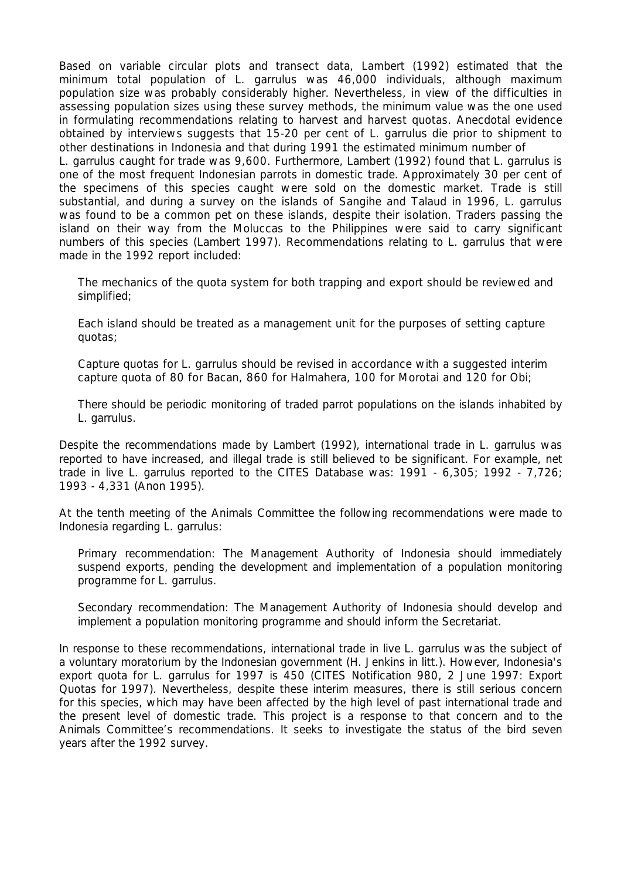Based on variable circular plots and transect data, Lambert (1992) estimated that the minimum total population of L. garrulus was 46,000 individuals, although maximum population size was probably considerably higher. Nevertheless, in view of the difficulties in assessing population sizes using these survey methods, the minimum value was the one used in formulating recommendations relating to harvest and harvest quotas. Anecdotal evidence obtained by interviews suggests that 15-20 per cent of L. garrulus die prior to shipment to other destinations in Indonesia and that during 1991 the estimated minimum number of L. garrulus caught for trade was 9,600. Furthermore, Lambert (1992) found that L. garrulus is one of the most frequent Indonesian parrots in domestic trade. Approximately 30 per cent of the specimens of this species caught were sold on the domestic market. Trade is still substantial, and during a survey on the islands of Sangihe and Talaud in 1996, L. garrulus was found to be a common pet on these islands, despite their isolation. Traders passing the island on their way from the Moluccas to the Philippines were said to carry significant numbers of this species (Lambert 1997). Recommendations relating to L. garrulus that were made in the 1992 report included:

> The mechanics of the quota system for both trapping and export should be reviewed and simplified;
>
> Each island should be treated as a management unit for the purposes of setting capture quotas;
>
> Capture quotas for L. garrulus should be revised in accordance with a suggested interim capture quota of 80 for Bacan, 860 for Halmahera, 100 for Morotai and 120 for Obi;
>
> There should be periodic monitoring of traded parrot populations on the islands inhabited by L. garrulus.

Despite the recommendations made by Lambert (1992), international trade in L. garrulus was reported to have increased, and illegal trade is still believed to be significant. For example, net trade in live L. garrulus reported to the CITES Database was: 1991 - 6,305; 1992 - 7,726; 1993 - 4,331 (Anon 1995).

At the tenth meeting of the Animals Committee the following recommendations were made to Indonesia regarding L. garrulus:

> Primary recommendation: The Management Authority of Indonesia should immediately suspend exports, pending the development and implementation of a population monitoring programme for L. garrulus.
>
> Secondary recommendation: The Management Authority of Indonesia should develop and implement a population monitoring programme and should inform the Secretariat.

In response to these recommendations, international trade in live L. garrulus was the subject of a voluntary moratorium by the Indonesian government (H. Jenkins in litt.). However, Indonesia's export quota for L. garrulus for 1997 is 450 (CITES Notification 980, 2 June 1997: Export Quotas for 1997). Nevertheless, despite these interim measures, there is still serious concern for this species, which may have been affected by the high level of past international trade and the present level of domestic trade. This project is a response to that concern and to the Animals Committee's recommendations. It seeks to investigate the status of the bird seven years after the 1992 survey.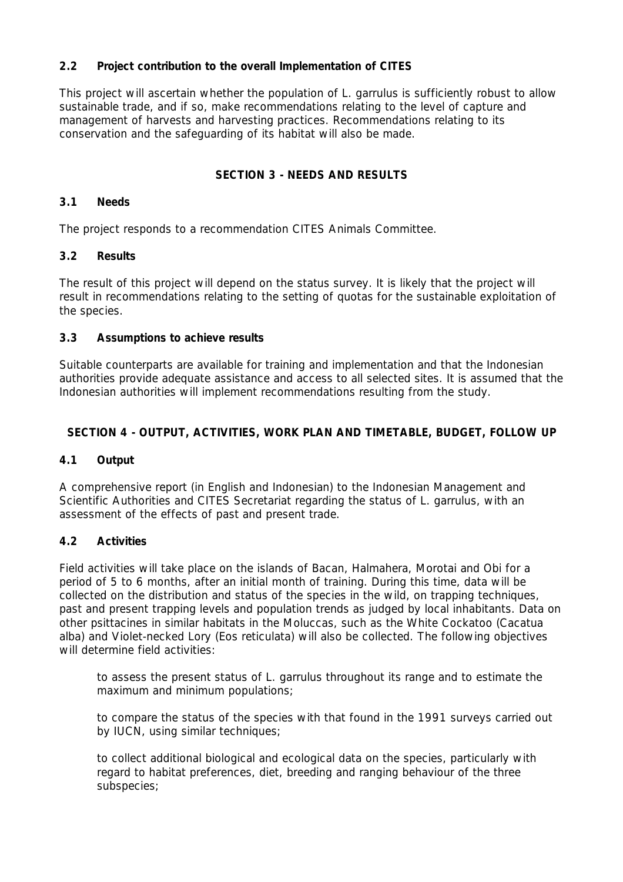### 2.2 Project contribution to the overall Implementation of CITES

This project will ascertain whether the population of L. garrulus is sufficiently robust to allow sustainable trade, and if so, make recommendations relating to the level of capture and management of harvests and harvesting practices. Recommendations relating to its conservation and the safeguarding of its habitat will also be made.

## SECTION 3 - NEEDS AND RESULTS

### 3.1 Needs

The project responds to a recommendation CITES Animals Committee.

### 3.2 Results

The result of this project will depend on the status survey. It is likely that the project will result in recommendations relating to the setting of quotas for the sustainable exploitation of the species.

### 3.3 Assumptions to achieve results

Suitable counterparts are available for training and implementation and that the Indonesian authorities provide adequate assistance and access to all selected sites. It is assumed that the Indonesian authorities will implement recommendations resulting from the study.

## SECTION 4 - OUTPUT, ACTIVITIES, WORK PLAN AND TIMETABLE, BUDGET, FOLLOW UP

### 4.1 Output

A comprehensive report (in English and Indonesian) to the Indonesian Management and Scientific Authorities and CITES Secretariat regarding the status of L. garrulus, with an assessment of the effects of past and present trade.

### 4.2 Activities

Field activities will take place on the islands of Bacan, Halmahera, Morotai and Obi for a period of 5 to 6 months, after an initial month of training. During this time, data will be collected on the distribution and status of the species in the wild, on trapping techniques, past and present trapping levels and population trends as judged by local inhabitants. Data on other psittacines in similar habitats in the Moluccas, such as the White Cockatoo (Cacatua alba) and Violet-necked Lory (Eos reticulata) will also be collected. The following objectives will determine field activities:

- to assess the present status of L. garrulus throughout its range and to estimate the maximum and minimum populations;
- to compare the status of the species with that found in the 1991 surveys carried out by IUCN, using similar techniques;
- to collect additional biological and ecological data on the species, particularly with regard to habitat preferences, diet, breeding and ranging behaviour of the three subspecies;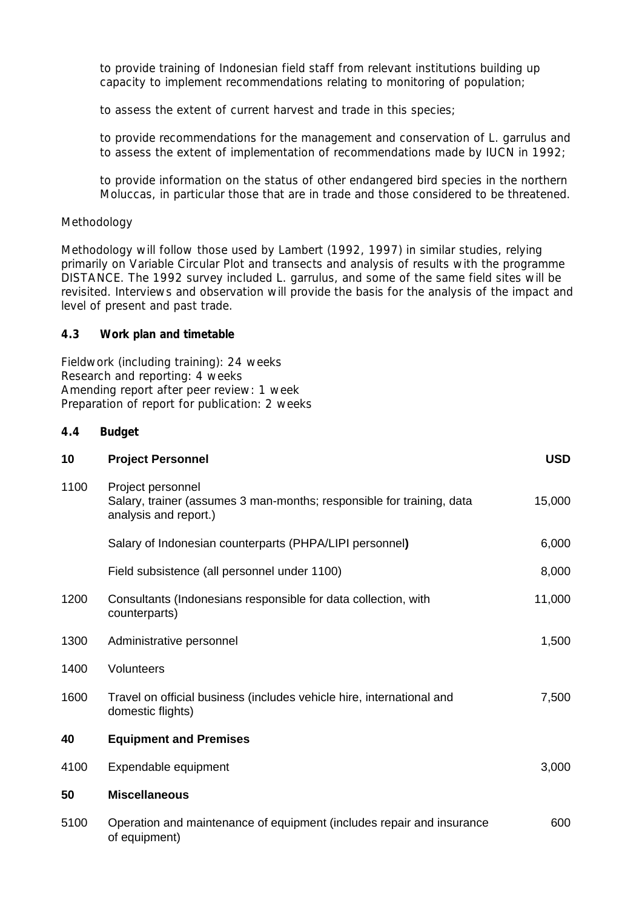to provide training of Indonesian field staff from relevant institutions building up capacity to implement recommendations relating to monitoring of population;

to assess the extent of current harvest and trade in this species;

to provide recommendations for the management and conservation of L. garrulus and to assess the extent of implementation of recommendations made by IUCN in 1992;

to provide information on the status of other endangered bird species in the northern Moluccas, in particular those that are in trade and those considered to be threatened.

Methodology

Methodology will follow those used by Lambert (1992, 1997) in similar studies, relying primarily on Variable Circular Plot and transects and analysis of results with the programme DISTANCE. The 1992 survey included L. garrulus, and some of the same field sites will be revisited. Interviews and observation will provide the basis for the analysis of the impact and level of present and past trade.

### 4.3 Work plan and timetable

Fieldwork (including training): 24 weeks
Research and reporting: 4 weeks
Amending report after peer review: 1 week
Preparation of report for publication: 2 weeks

### 4.4 Budget

| | | |
|---|---|---|
| **10** | **Project Personnel** | **USD** |
| 1100 | Project personnel<br>Salary, trainer (assumes 3 man-months; responsible for training, data analysis and report.) | 15,000 |
| | Salary of Indonesian counterparts (PHPA/LIPI personnel**)** | 6,000 |
| | Field subsistence (all personnel under 1100) | 8,000 |
| 1200 | Consultants (Indonesians responsible for data collection, with counterparts) | 11,000 |
| 1300 | Administrative personnel | 1,500 |
| 1400 | Volunteers | |
| 1600 | Travel on official business (includes vehicle hire, international and domestic flights) | 7,500 |
| **40** | **Equipment and Premises** | |
| 4100 | Expendable equipment | 3,000 |
| **50** | **Miscellaneous** | |
| 5100 | Operation and maintenance of equipment (includes repair and insurance of equipment) | 600 |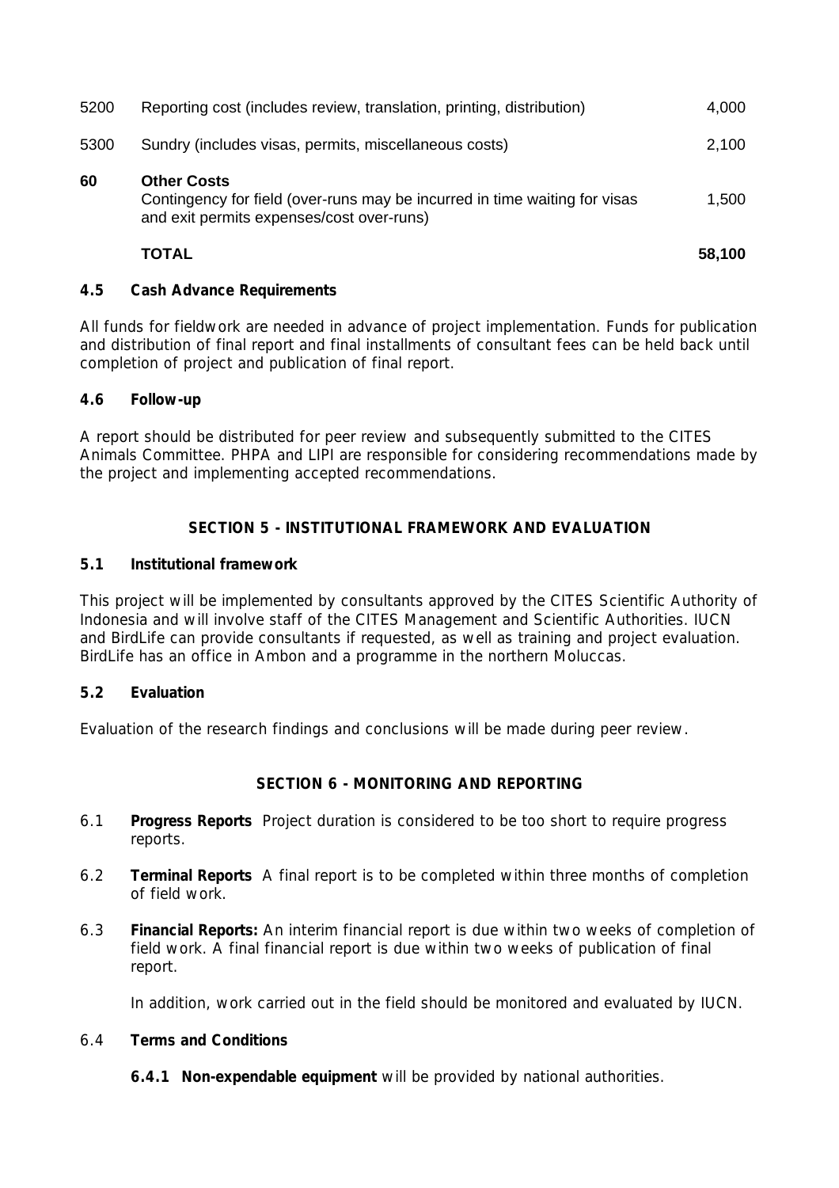| | | |
|---|---|---|
| 5200 | Reporting cost (includes review, translation, printing, distribution) | 4,000 |
| 5300 | Sundry (includes visas, permits, miscellaneous costs) | 2,100 |
| **60** | **Other Costs**<br>Contingency for field (over-runs may be incurred in time waiting for visas and exit permits expenses/cost over-runs) | 1,500 |
| | **TOTAL** | **58,100** |

**4.5 Cash Advance Requirements**

All funds for fieldwork are needed in advance of project implementation. Funds for publication and distribution of final report and final installments of consultant fees can be held back until completion of project and publication of final report.

**4.6 Follow-up**

A report should be distributed for peer review and subsequently submitted to the CITES Animals Committee. PHPA and LIPI are responsible for considering recommendations made by the project and implementing accepted recommendations.

## SECTION 5 - INSTITUTIONAL FRAMEWORK AND EVALUATION

**5.1 Institutional framework**

This project will be implemented by consultants approved by the CITES Scientific Authority of Indonesia and will involve staff of the CITES Management and Scientific Authorities. IUCN and BirdLife can provide consultants if requested, as well as training and project evaluation. BirdLife has an office in Ambon and a programme in the northern Moluccas.

**5.2 Evaluation**

Evaluation of the research findings and conclusions will be made during peer review.

## SECTION 6 - MONITORING AND REPORTING

6.1 **Progress Reports** Project duration is considered to be too short to require progress reports.

6.2 **Terminal Reports** A final report is to be completed within three months of completion of field work.

6.3 **Financial Reports:** An interim financial report is due within two weeks of completion of field work. A final financial report is due within two weeks of publication of final report.

In addition, work carried out in the field should be monitored and evaluated by IUCN.

6.4 **Terms and Conditions**

**6.4.1 Non-expendable equipment** will be provided by national authorities.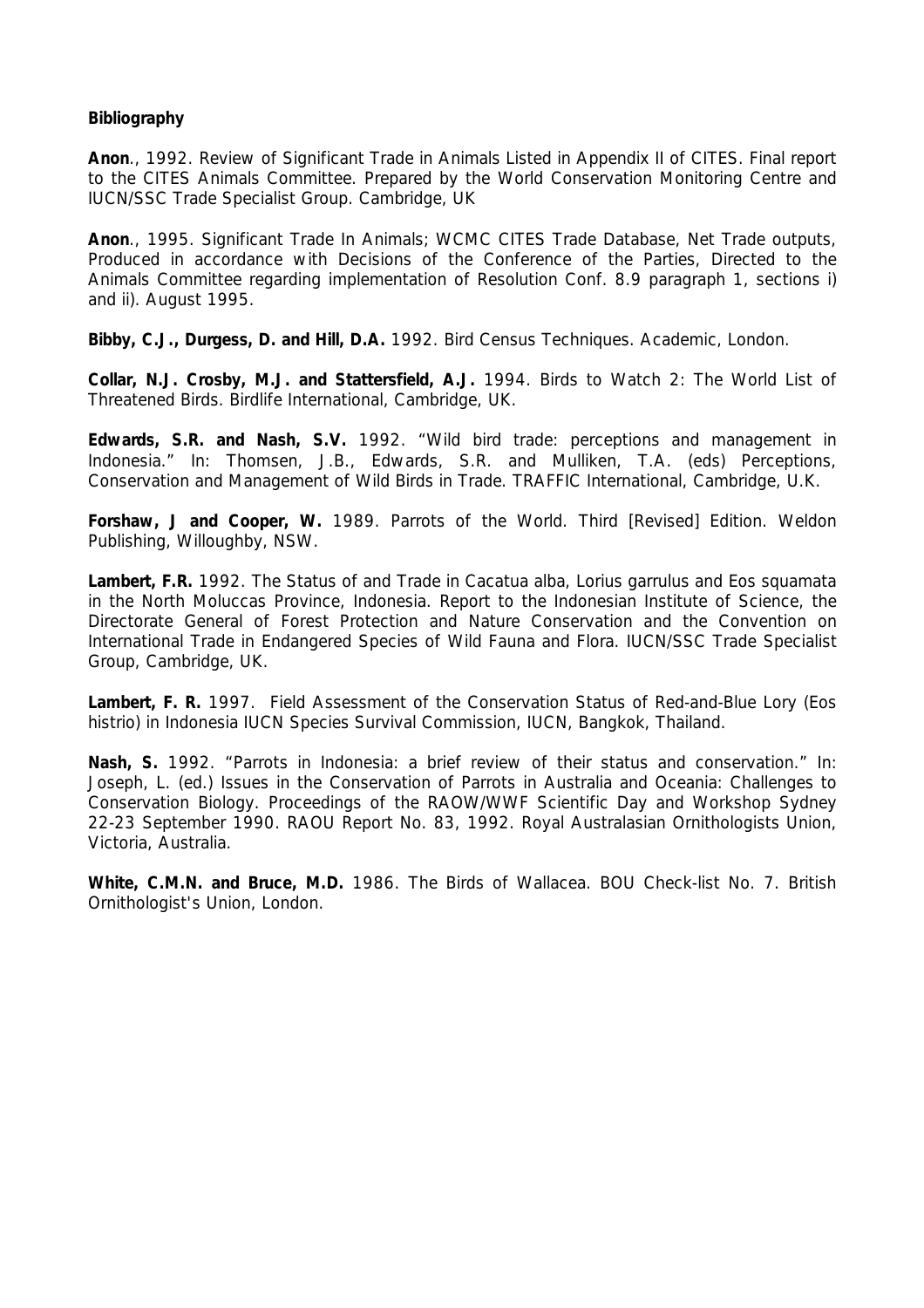**Bibliography**

**Anon**., 1992. Review of Significant Trade in Animals Listed in Appendix II of CITES. Final report to the CITES Animals Committee. Prepared by the World Conservation Monitoring Centre and IUCN/SSC Trade Specialist Group. Cambridge, UK

**Anon**., 1995. Significant Trade In Animals; WCMC CITES Trade Database, Net Trade outputs, Produced in accordance with Decisions of the Conference of the Parties, Directed to the Animals Committee regarding implementation of Resolution Conf. 8.9 paragraph 1, sections i) and ii). August 1995.

**Bibby, C.J., Durgess, D. and Hill, D.A.** 1992. Bird Census Techniques. Academic, London.

**Collar, N.J. Crosby, M.J. and Stattersfield, A.J.** 1994. Birds to Watch 2: The World List of Threatened Birds. Birdlife International, Cambridge, UK.

**Edwards, S.R. and Nash, S.V.** 1992. "Wild bird trade: perceptions and management in Indonesia." In: Thomsen, J.B., Edwards, S.R. and Mulliken, T.A. (eds) Perceptions, Conservation and Management of Wild Birds in Trade. TRAFFIC International, Cambridge, U.K.

**Forshaw, J and Cooper, W.** 1989. Parrots of the World. Third [Revised] Edition. Weldon Publishing, Willoughby, NSW.

**Lambert, F.R.** 1992. The Status of and Trade in Cacatua alba, Lorius garrulus and Eos squamata in the North Moluccas Province, Indonesia. Report to the Indonesian Institute of Science, the Directorate General of Forest Protection and Nature Conservation and the Convention on International Trade in Endangered Species of Wild Fauna and Flora. IUCN/SSC Trade Specialist Group, Cambridge, UK.

**Lambert, F. R.** 1997. Field Assessment of the Conservation Status of Red-and-Blue Lory (Eos histrio) in Indonesia IUCN Species Survival Commission, IUCN, Bangkok, Thailand.

**Nash, S.** 1992. "Parrots in Indonesia: a brief review of their status and conservation." In: Joseph, L. (ed.) Issues in the Conservation of Parrots in Australia and Oceania: Challenges to Conservation Biology. Proceedings of the RAOW/WWF Scientific Day and Workshop Sydney 22-23 September 1990. RAOU Report No. 83, 1992. Royal Australasian Ornithologists Union, Victoria, Australia.

**White, C.M.N. and Bruce, M.D.** 1986. The Birds of Wallacea. BOU Check-list No. 7. British Ornithologist's Union, London.